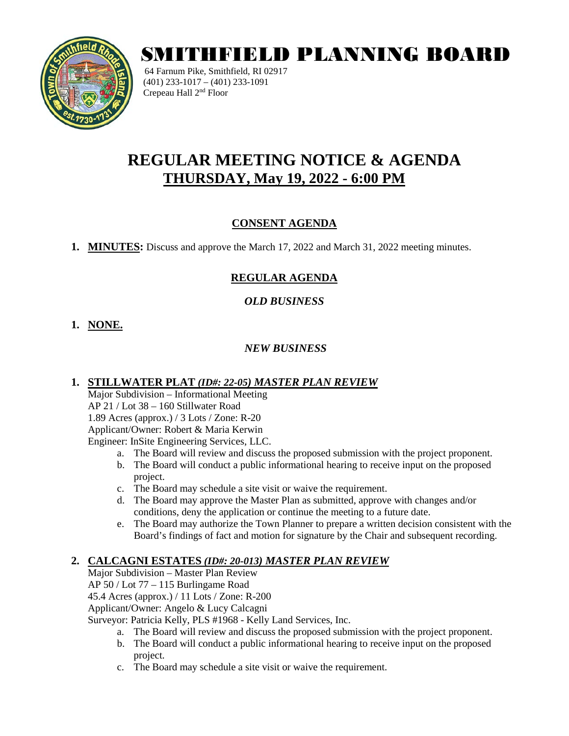# SMITHFIELD PLANNING BOARD

64 Farnum Pike, Smithfield, RI 02917
(401) 233-1017 – (401) 233-1091
Crepeau Hall 2nd Floor

# REGULAR MEETING NOTICE & AGENDA

## THURSDAY, May 19, 2022 - 6:00 PM

### CONSENT AGENDA

1. **MINUTES:** Discuss and approve the March 17, 2022 and March 31, 2022 meeting minutes.

### REGULAR AGENDA

#### *OLD BUSINESS*

1. **NONE.**

#### *NEW BUSINESS*

1. **STILLWATER PLAT *(ID#: 22-05) MASTER PLAN REVIEW***
   Major Subdivision – Informational Meeting
   AP 21 / Lot 38 – 160 Stillwater Road
   1.89 Acres (approx.) / 3 Lots / Zone: R-20
   Applicant/Owner: Robert & Maria Kerwin
   Engineer: InSite Engineering Services, LLC.
   a. The Board will review and discuss the proposed submission with the project proponent.
   b. The Board will conduct a public informational hearing to receive input on the proposed project.
   c. The Board may schedule a site visit or waive the requirement.
   d. The Board may approve the Master Plan as submitted, approve with changes and/or conditions, deny the application or continue the meeting to a future date.
   e. The Board may authorize the Town Planner to prepare a written decision consistent with the Board's findings of fact and motion for signature by the Chair and subsequent recording.

2. **CALCAGNI ESTATES *(ID#: 20-013) MASTER PLAN REVIEW***
   Major Subdivision – Master Plan Review
   AP 50 / Lot 77 – 115 Burlingame Road
   45.4 Acres (approx.) / 11 Lots / Zone: R-200
   Applicant/Owner: Angelo & Lucy Calcagni
   Surveyor: Patricia Kelly, PLS #1968 - Kelly Land Services, Inc.
   a. The Board will review and discuss the proposed submission with the project proponent.
   b. The Board will conduct a public informational hearing to receive input on the proposed project.
   c. The Board may schedule a site visit or waive the requirement.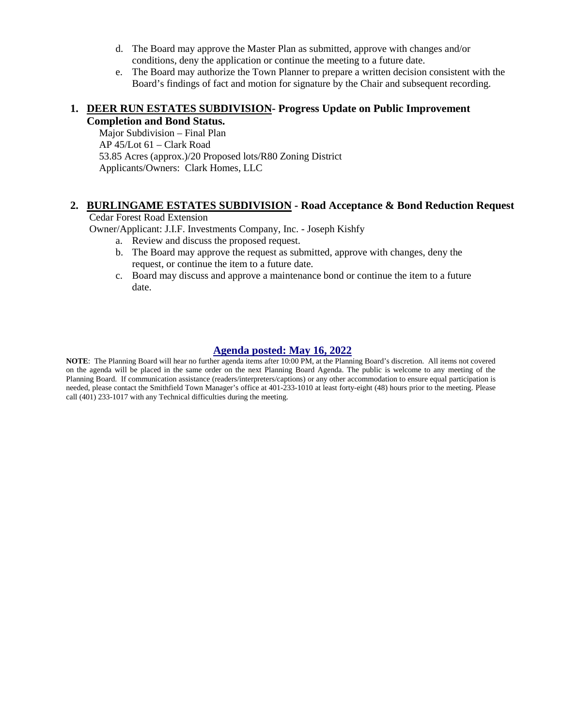d. The Board may approve the Master Plan as submitted, approve with changes and/or conditions, deny the application or continue the meeting to a future date.

e. The Board may authorize the Town Planner to prepare a written decision consistent with the Board's findings of fact and motion for signature by the Chair and subsequent recording.

**1. DEER RUN ESTATES SUBDIVISION- Progress Update on Public Improvement Completion and Bond Status.**

Major Subdivision – Final Plan
AP 45/Lot 61 – Clark Road
53.85 Acres (approx.)/20 Proposed lots/R80 Zoning District
Applicants/Owners: Clark Homes, LLC

**2. BURLINGAME ESTATES SUBDIVISION - Road Acceptance & Bond Reduction Request**

Cedar Forest Road Extension
Owner/Applicant: J.I.F. Investments Company, Inc. - Joseph Kishfy

a. Review and discuss the proposed request.

b. The Board may approve the request as submitted, approve with changes, deny the request, or continue the item to a future date.

c. Board may discuss and approve a maintenance bond or continue the item to a future date.

**Agenda posted: May 16, 2022**

**NOTE**: The Planning Board will hear no further agenda items after 10:00 PM, at the Planning Board's discretion. All items not covered on the agenda will be placed in the same order on the next Planning Board Agenda. The public is welcome to any meeting of the Planning Board. If communication assistance (readers/interpreters/captions) or any other accommodation to ensure equal participation is needed, please contact the Smithfield Town Manager's office at 401-233-1010 at least forty-eight (48) hours prior to the meeting. Please call (401) 233-1017 with any Technical difficulties during the meeting.